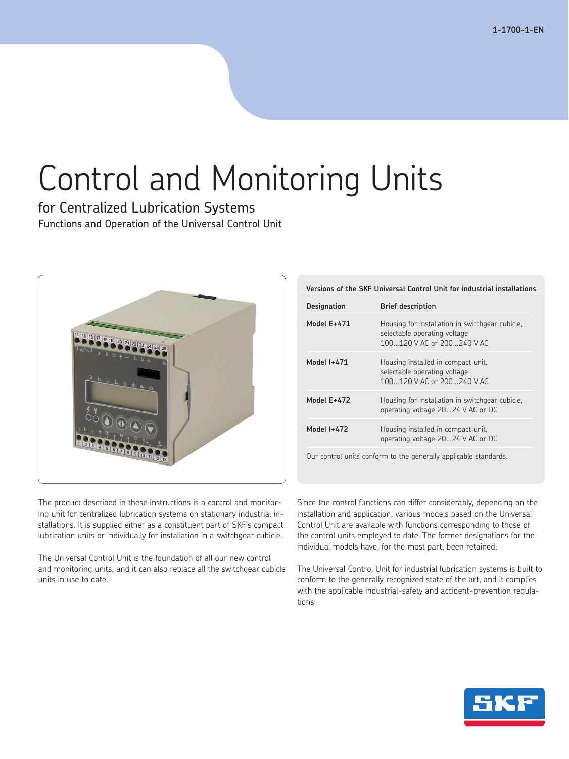1-1700-1-EN

# Control and Monitoring Units

## for Centralized Lubrication Systems

### Functions and Operation of the Universal Control Unit

**Versions of the SKF Universal Control Unit for industrial installations**

| Designation | Brief description |
|---|---|
| Model E+471 | Housing for installation in switchgear cubicle, selectable operating voltage 100...120 V AC or 200...240 V AC |
| Model I+471 | Housing installed in compact unit, selectable operating voltage 100...120 V AC or 200...240 V AC |
| Model E+472 | Housing for installation in switchgear cubicle, operating voltage 20...24 V AC or DC |
| Model I+472 | Housing installed in compact unit, operating voltage 20...24 V AC or DC |

Our control units conform to the generally applicable standards.

The product described in these instructions is a control and monitoring unit for centralized lubrication systems on stationary industrial installations. It is supplied either as a constituent part of SKF's compact lubrication units or individually for installation in a switchgear cubicle.

The Universal Control Unit is the foundation of all our new control and monitoring units, and it can also replace all the switchgear cubicle units in use to date.

Since the control functions can differ considerably, depending on the installation and application, various models based on the Universal Control Unit are available with functions corresponding to those of the control units employed to date. The former designations for the individual models have, for the most part, been retained.

The Universal Control Unit for industrial lubrication systems is built to conform to the generally recognized state of the art, and it complies with the applicable industrial-safety and accident-prevention regulations.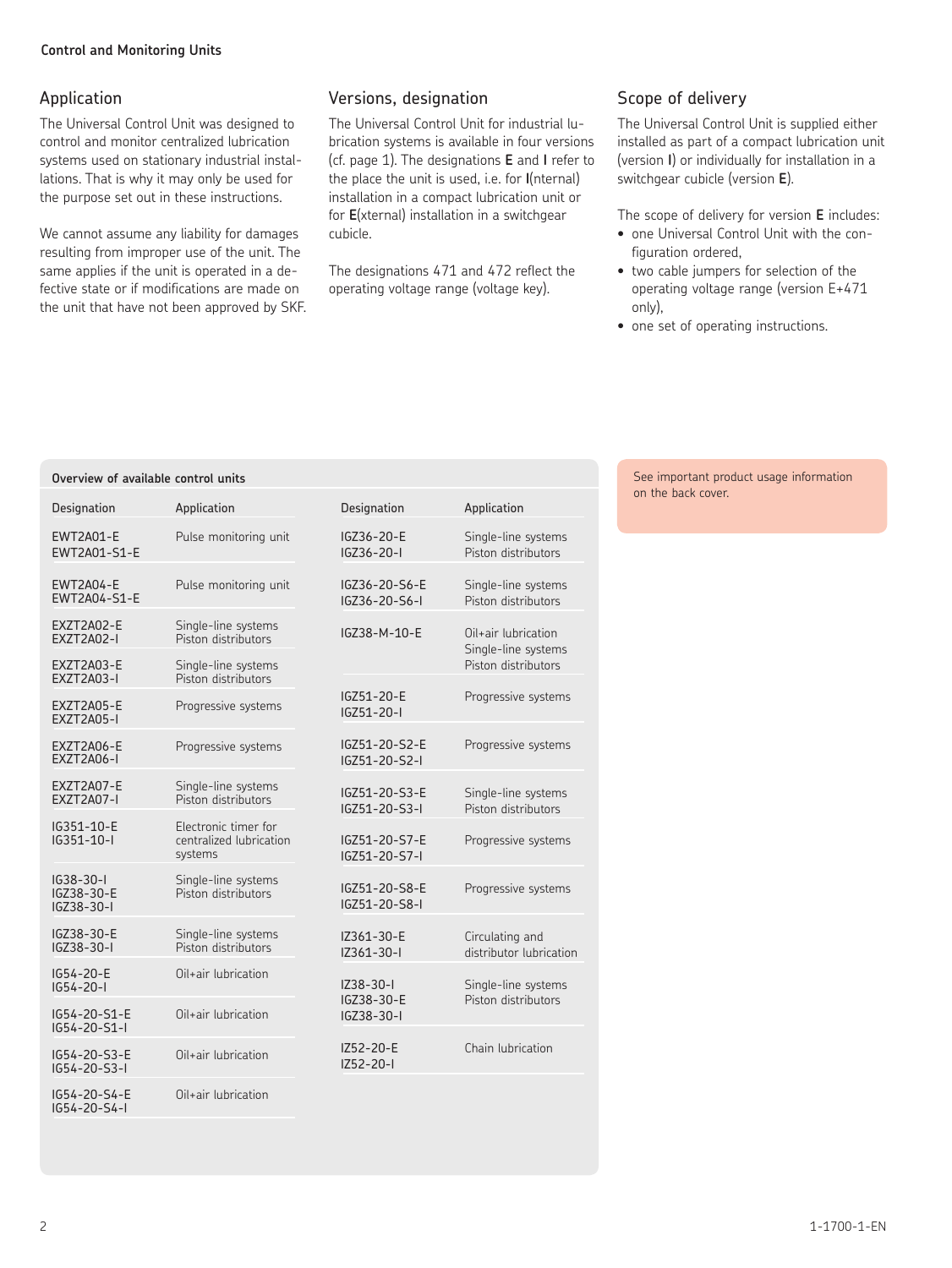**Control and Monitoring Units**

## Application

The Universal Control Unit was designed to control and monitor centralized lubrication systems used on stationary industrial installations. That is why it may only be used for the purpose set out in these instructions.

We cannot assume any liability for damages resulting from improper use of the unit. The same applies if the unit is operated in a defective state or if modifications are made on the unit that have not been approved by SKF.

## Versions, designation

The Universal Control Unit for industrial lubrication systems is available in four versions (cf. page 1). The designations **E** and **I** refer to the place the unit is used, i.e. for **I**(nternal) installation in a compact lubrication unit or for **E**(xternal) installation in a switchgear cubicle.

The designations 471 and 472 reflect the operating voltage range (voltage key).

## Scope of delivery

The Universal Control Unit is supplied either installed as part of a compact lubrication unit (version **I**) or individually for installation in a switchgear cubicle (version **E**).

The scope of delivery for version **E** includes:

- one Universal Control Unit with the configuration ordered,
- two cable jumpers for selection of the operating voltage range (version E+471 only),
- one set of operating instructions.

**Overview of available control units**

| Designation | Application |
|---|---|
| EWT2A01-E<br>EWT2A01-S1-E | Pulse monitoring unit |
| EWT2A04-E<br>EWT2A04-S1-E | Pulse monitoring unit |
| EXZT2A02-E<br>EXZT2A02-I | Single-line systems<br>Piston distributors |
| EXZT2A03-E<br>EXZT2A03-I | Single-line systems<br>Piston distributors |
| EXZT2A05-E<br>EXZT2A05-I | Progressive systems |
| EXZT2A06-E<br>EXZT2A06-I | Progressive systems |
| EXZT2A07-E<br>EXZT2A07-I | Single-line systems<br>Piston distributors |
| IG351-10-E<br>IG351-10-I | Electronic timer for centralized lubrication systems |
| IG38-30-I<br>IGZ38-30-E<br>IGZ38-30-I | Single-line systems<br>Piston distributors |
| IGZ38-30-E<br>IGZ38-30-I | Single-line systems<br>Piston distributors |
| IG54-20-E<br>IG54-20-I | Oil+air lubrication |
| IG54-20-S1-E<br>IG54-20-S1-I | Oil+air lubrication |
| IG54-20-S3-E<br>IG54-20-S3-I | Oil+air lubrication |
| IG54-20-S4-E<br>IG54-20-S4-I | Oil+air lubrication |
| IGZ36-20-E<br>IGZ36-20-I | Single-line systems<br>Piston distributors |
| IGZ36-20-S6-E<br>IGZ36-20-S6-I | Single-line systems<br>Piston distributors |
| IGZ38-M-10-E | Oil+air lubrication<br>Single-line systems<br>Piston distributors |
| IGZ51-20-E<br>IGZ51-20-I | Progressive systems |
| IGZ51-20-S2-E<br>IGZ51-20-S2-I | Progressive systems |
| IGZ51-20-S3-E<br>IGZ51-20-S3-I | Single-line systems<br>Piston distributors |
| IGZ51-20-S7-E<br>IGZ51-20-S7-I | Progressive systems |
| IGZ51-20-S8-E<br>IGZ51-20-S8-I | Progressive systems |
| IZ361-30-E<br>IZ361-30-I | Circulating and distributor lubrication |
| IZ38-30-I<br>IGZ38-30-E<br>IGZ38-30-I | Single-line systems<br>Piston distributors |
| IZ52-20-E<br>IZ52-20-I | Chain lubrication |

See important product usage information on the back cover.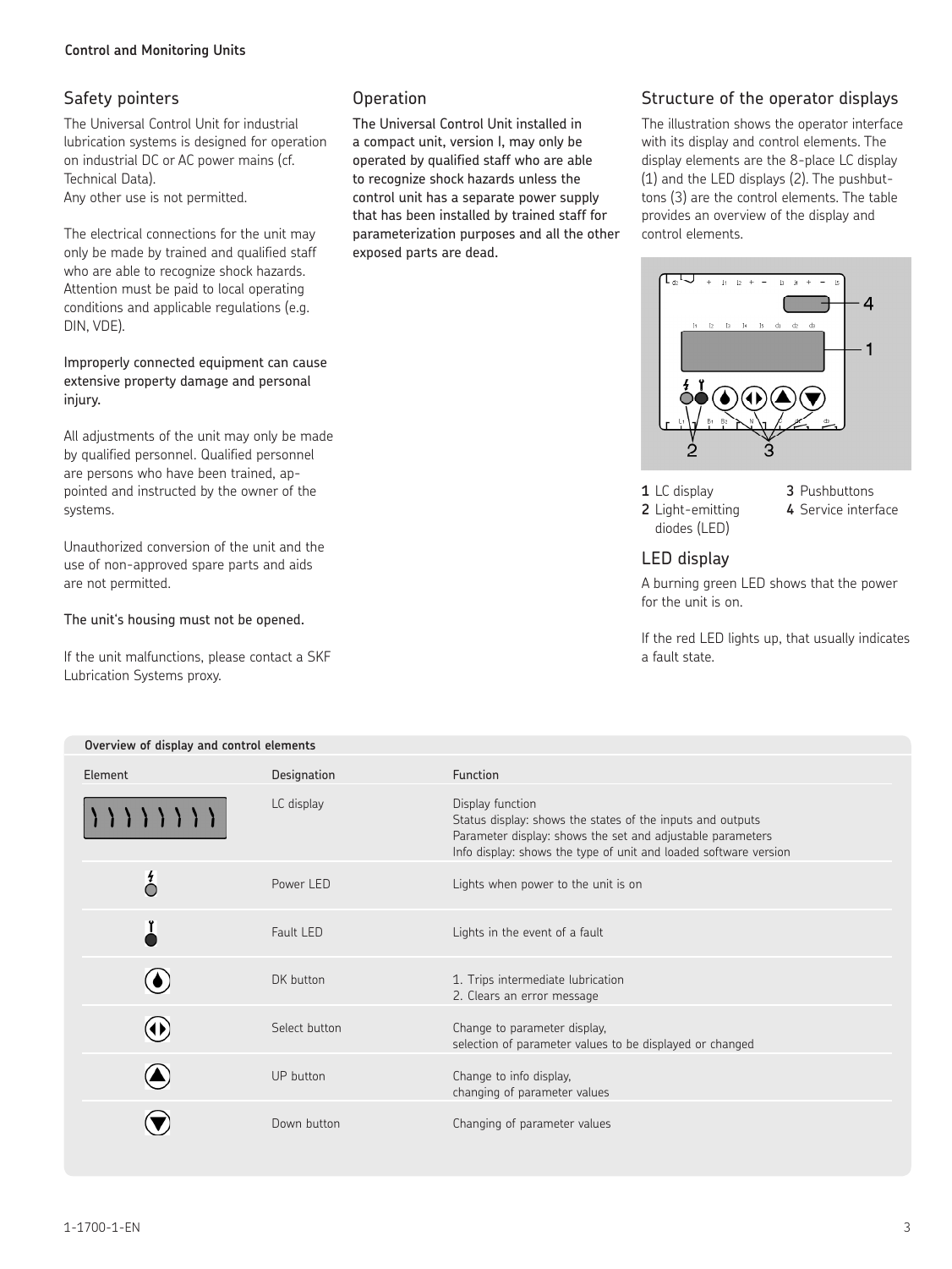## Safety pointers

The Universal Control Unit for industrial lubrication systems is designed for operation on industrial DC or AC power mains (cf. Technical Data).
Any other use is not permitted.

The electrical connections for the unit may only be made by trained and qualified staff who are able to recognize shock hazards. Attention must be paid to local operating conditions and applicable regulations (e.g. DIN, VDE).

Improperly connected equipment can cause extensive property damage and personal injury.

All adjustments of the unit may only be made by qualified personnel. Qualified personnel are persons who have been trained, appointed and instructed by the owner of the systems.

Unauthorized conversion of the unit and the use of non-approved spare parts and aids are not permitted.

The unit's housing must not be opened.

If the unit malfunctions, please contact a SKF Lubrication Systems proxy.

## Operation

The Universal Control Unit installed in a compact unit, version I, may only be operated by qualified staff who are able to recognize shock hazards unless the control unit has a separate power supply that has been installed by trained staff for parameterization purposes and all the other exposed parts are dead.

## Structure of the operator displays

The illustration shows the operator interface with its display and control elements. The display elements are the 8-place LC display (1) and the LED displays (2). The pushbuttons (3) are the control elements. The table provides an overview of the display and control elements.

**1** LC display
**2** Light-emitting diodes (LED)
**3** Pushbuttons
**4** Service interface

## LED display

A burning green LED shows that the power for the unit is on.

If the red LED lights up, that usually indicates a fault state.

**Overview of display and control elements**

| Element | Designation | Function |
|---|---|---|
| (8-place display) | LC display | Display function<br>Status display: shows the states of the inputs and outputs<br>Parameter display: shows the set and adjustable parameters<br>Info display: shows the type of unit and loaded software version |
| (LED, lightning symbol) | Power LED | Lights when power to the unit is on |
| (LED, wrench symbol) | Fault LED | Lights in the event of a fault |
| (drop button) | DK button | 1. Trips intermediate lubrication<br>2. Clears an error message |
| (left/right button) | Select button | Change to parameter display,<br>selection of parameter values to be displayed or changed |
| (up button) | UP button | Change to info display,<br>changing of parameter values |
| (down button) | Down button | Changing of parameter values |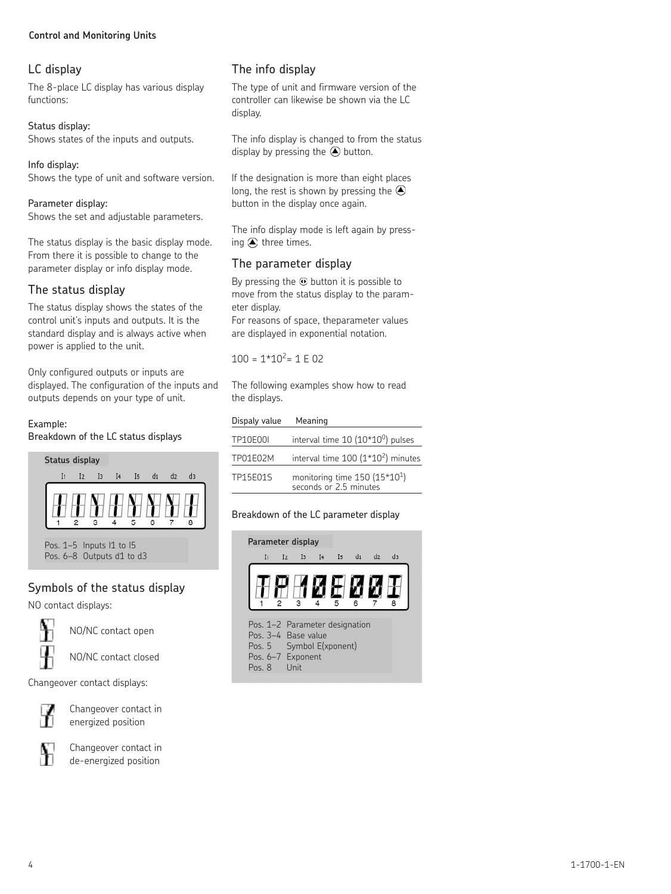## LC display

The 8-place LC display has various display functions:

**Status display:**
Shows states of the inputs and outputs.

**Info display:**
Shows the type of unit and software version.

**Parameter display:**
Shows the set and adjustable parameters.

The status display is the basic display mode. From there it is possible to change to the parameter display or info display mode.

## The status display

The status display shows the states of the control unit's inputs and outputs. It is the standard display and is always active when power is applied to the unit.

Only configured outputs or inputs are displayed. The configuration of the inputs and outputs depends on your type of unit.

**Example:**
**Breakdown of the LC status displays**

**Status display**

I1 I2 I3 I4 I5 d1 d2 d3

1 2 3 4 5 6 7 8

Pos. 1–5 Inputs I1 to I5
Pos. 6–8 Outputs d1 to d3

## Symbols of the status display

NO contact displays:

NO/NC contact open

NO/NC contact closed

Changeover contact displays:

Changeover contact in energized position

Changeover contact in de-energized position

## The info display

The type of unit and firmware version of the controller can likewise be shown via the LC display.

The info display is changed to from the status display by pressing the ⊕ button.

If the designation is more than eight places long, the rest is shown by pressing the ⊕ button in the display once again.

The info display mode is left again by pressing ⊕ three times.

## The parameter display

By pressing the ⊙ button it is possible to move from the status display to the parameter display.
For reasons of space, theparameter values are displayed in exponential notation.

$100 = 1*10^2 = 1\ E\ 02$

The following examples show how to read the displays.

| Dispaly value | Meaning |
|---|---|
| TP10E00I | interval time 10 ($10*10^0$) pulses |
| TP01E02M | interval time 100 ($1*10^2$) minutes |
| TP15E01S | monitoring time 150 ($15*10^1$) seconds or 2.5 minutes |

**Breakdown of the LC parameter display**

**Parameter display**

I1 I2 I3 I4 I5 d1 d2 d3

TP10E00I

1 2 3 4 5 6 7 8

Pos. 1–2 Parameter designation
Pos. 3–4 Base value
Pos. 5 Symbol E(xponent)
Pos. 6–7 Exponent
Pos. 8 Unit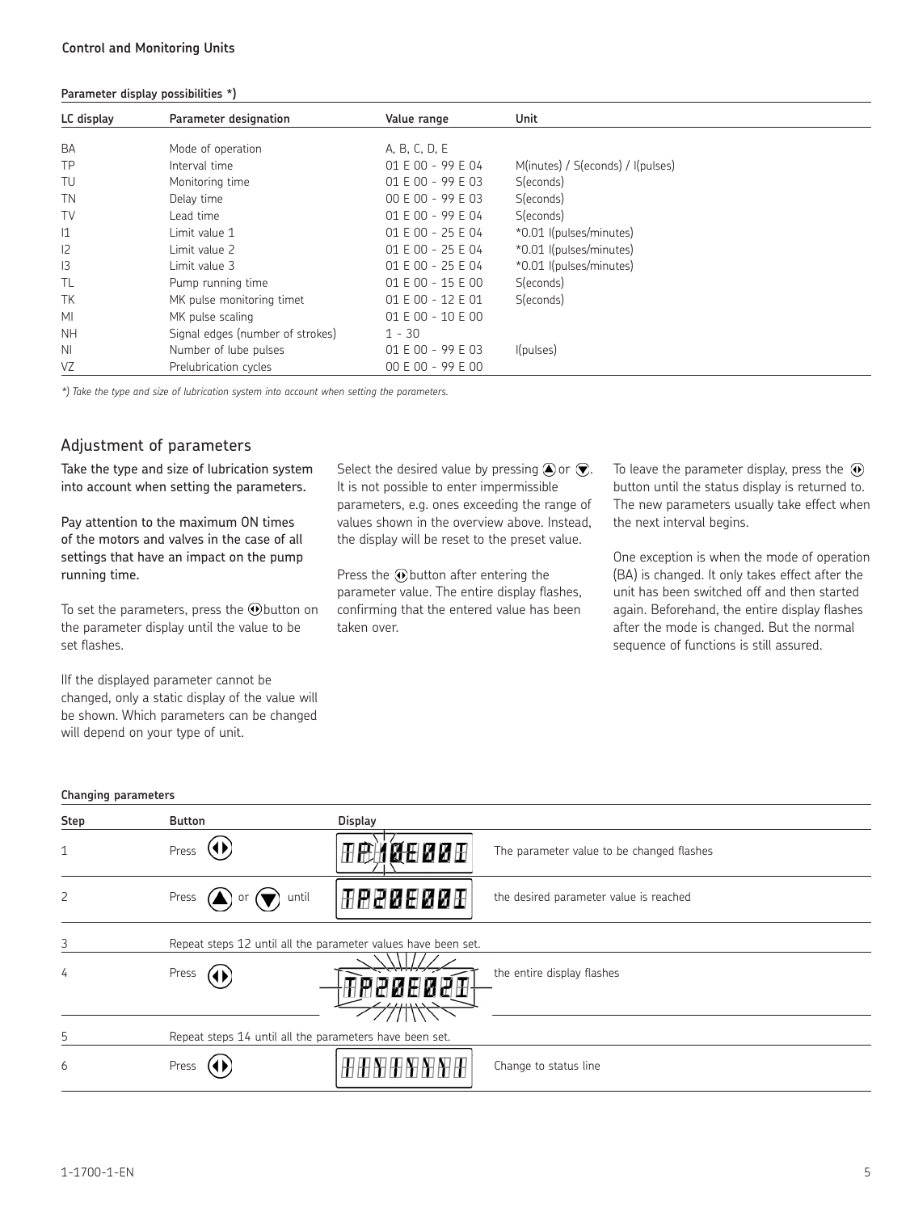**Parameter display possibilities *)**

| LC display | Parameter designation | Value range | Unit |
|---|---|---|---|
| BA | Mode of operation | A, B, C, D, E | |
| TP | Interval time | 01 E 00 - 99 E 04 | M(inutes) / S(econds) / I(pulses) |
| TU | Monitoring time | 01 E 00 - 99 E 03 | S(econds) |
| TN | Delay time | 00 E 00 - 99 E 03 | S(econds) |
| TV | Lead time | 01 E 00 - 99 E 04 | S(econds) |
| I1 | Limit value 1 | 01 E 00 - 25 E 04 | *0.01 I(pulses/minutes) |
| I2 | Limit value 2 | 01 E 00 - 25 E 04 | *0.01 I(pulses/minutes) |
| I3 | Limit value 3 | 01 E 00 - 25 E 04 | *0.01 I(pulses/minutes) |
| TL | Pump running time | 01 E 00 - 15 E 00 | S(econds) |
| TK | MK pulse monitoring timet | 01 E 00 - 12 E 01 | S(econds) |
| MI | MK pulse scaling | 01 E 00 - 10 E 00 | |
| NH | Signal edges (number of strokes) | 1 - 30 | |
| NI | Number of lube pulses | 01 E 00 - 99 E 03 | I(pulses) |
| VZ | Prelubrication cycles | 00 E 00 - 99 E 00 | |

*) Take the type and size of lubrication system into account when setting the parameters.*

## Adjustment of parameters

Take the type and size of lubrication system into account when setting the parameters.

Pay attention to the maximum ON times of the motors and valves in the case of all settings that have an impact on the pump running time.

To set the parameters, press the ⓘ button on the parameter display until the value to be set flashes.

IIf the displayed parameter cannot be changed, only a static display of the value will be shown. Which parameters can be changed will depend on your type of unit.

Select the desired value by pressing ▲ or ▼. It is not possible to enter impermissible parameters, e.g. ones exceeding the range of values shown in the overview above. Instead, the display will be reset to the preset value.

Press the ⓘ button after entering the parameter value. The entire display flashes, confirming that the entered value has been taken over.

To leave the parameter display, press the ⓘ button until the status display is returned to. The new parameters usually take effect when the next interval begins.

One exception is when the mode of operation (BA) is changed. It only takes effect after the unit has been switched off and then started again. Beforehand, the entire display flashes after the mode is changed. But the normal sequence of functions is still assured.

**Changing parameters**

| Step | Button | Display | |
|---|---|---|---|
| 1 | Press ⓘ | TP10E00I | The parameter value to be changed flashes |
| 2 | Press ▲ or ▼ until | TP20E00I | the desired parameter value is reached |
| 3 | Repeat steps 12 until all the parameter values have been set. | | |
| 4 | Press ⓘ | TP20E02I | the entire display flashes |
| 5 | Repeat steps 14 until all the parameters have been set. | | |
| 6 | Press ⓘ | | Change to status line |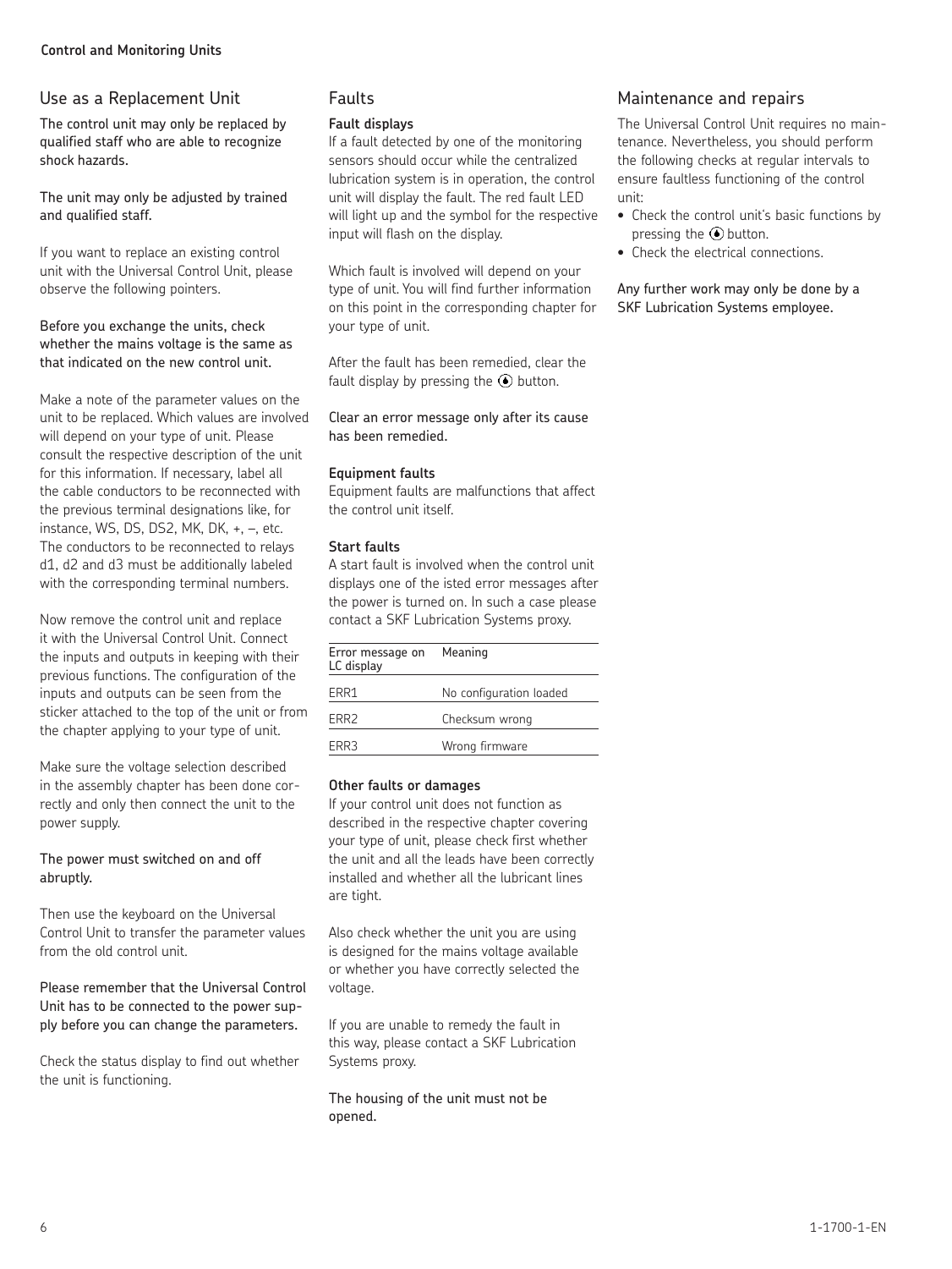## Use as a Replacement Unit

The control unit may only be replaced by qualified staff who are able to recognize shock hazards.

The unit may only be adjusted by trained and qualified staff.

If you want to replace an existing control unit with the Universal Control Unit, please observe the following pointers.

Before you exchange the units, check whether the mains voltage is the same as that indicated on the new control unit.

Make a note of the parameter values on the unit to be replaced. Which values are involved will depend on your type of unit. Please consult the respective description of the unit for this information. If necessary, label all the cable conductors to be reconnected with the previous terminal designations like, for instance, WS, DS, DS2, MK, DK, +, –, etc. The conductors to be reconnected to relays d1, d2 and d3 must be additionally labeled with the corresponding terminal numbers.

Now remove the control unit and replace it with the Universal Control Unit. Connect the inputs and outputs in keeping with their previous functions. The configuration of the inputs and outputs can be seen from the sticker attached to the top of the unit or from the chapter applying to your type of unit.

Make sure the voltage selection described in the assembly chapter has been done correctly and only then connect the unit to the power supply.

The power must switched on and off abruptly.

Then use the keyboard on the Universal Control Unit to transfer the parameter values from the old control unit.

Please remember that the Universal Control Unit has to be connected to the power supply before you can change the parameters.

Check the status display to find out whether the unit is functioning.

## Faults

### Fault displays

If a fault detected by one of the monitoring sensors should occur while the centralized lubrication system is in operation, the control unit will display the fault. The red fault LED will light up and the symbol for the respective input will flash on the display.

Which fault is involved will depend on your type of unit. You will find further information on this point in the corresponding chapter for your type of unit.

After the fault has been remedied, clear the fault display by pressing the ⦿ button.

Clear an error message only after its cause has been remedied.

### Equipment faults

Equipment faults are malfunctions that affect the control unit itself.

### Start faults

A start fault is involved when the control unit displays one of the isted error messages after the power is turned on. In such a case please contact a SKF Lubrication Systems proxy.

| Error message on LC display | Meaning |
|---|---|
| ERR1 | No configuration loaded |
| ERR2 | Checksum wrong |
| ERR3 | Wrong firmware |

### Other faults or damages

If your control unit does not function as described in the respective chapter covering your type of unit, please check first whether the unit and all the leads have been correctly installed and whether all the lubricant lines are tight.

Also check whether the unit you are using is designed for the mains voltage available or whether you have correctly selected the voltage.

If you are unable to remedy the fault in this way, please contact a SKF Lubrication Systems proxy.

The housing of the unit must not be opened.

## Maintenance and repairs

The Universal Control Unit requires no maintenance. Nevertheless, you should perform the following checks at regular intervals to ensure faultless functioning of the control unit:

- Check the control unit's basic functions by pressing the ⦿ button.
- Check the electrical connections.

Any further work may only be done by a SKF Lubrication Systems employee.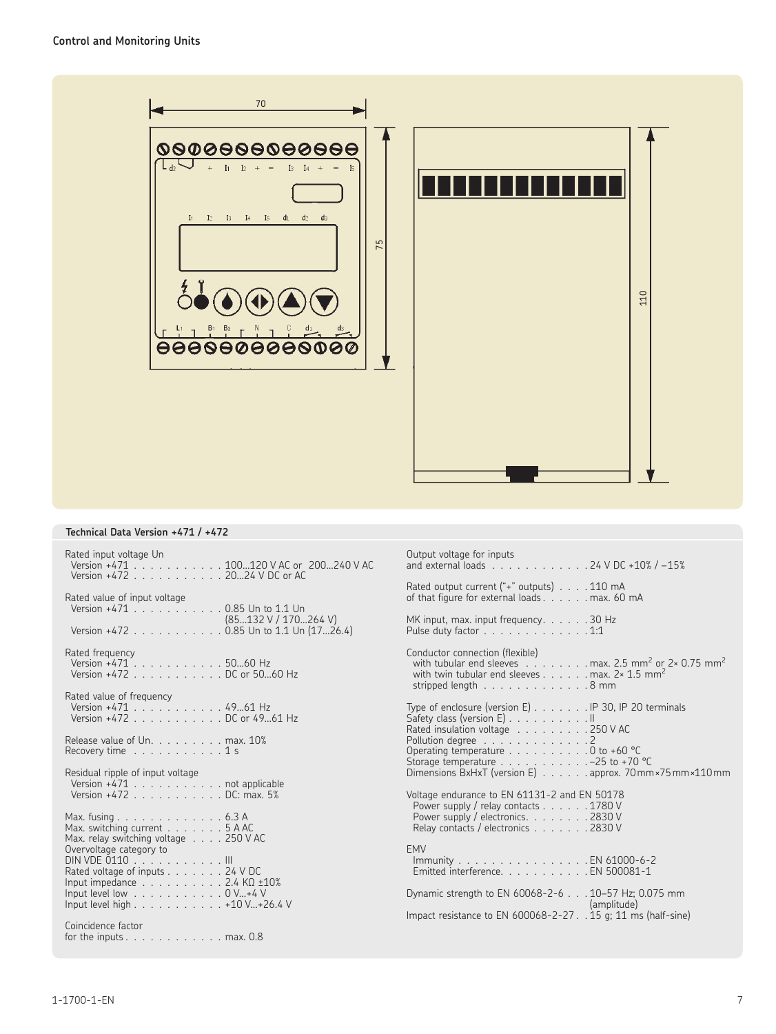## Control and Monitoring Units

### Technical Data Version +471 / +472

Rated input voltage Un
- Version +471 . . . . . . . . . . . 100...120 V AC or 200...240 V AC
- Version +472 . . . . . . . . . . . 20...24 V DC or AC

Rated value of input voltage
- Version +471 . . . . . . . . . . . 0.85 Un to 1.1 Un (85...132 V / 170...264 V)
- Version +472 . . . . . . . . . . . 0.85 Un to 1.1 Un (17...26.4)

Rated frequency
- Version +471 . . . . . . . . . . . 50...60 Hz
- Version +472 . . . . . . . . . . . DC or 50...60 Hz

Rated value of frequency
- Version +471 . . . . . . . . . . . 49...61 Hz
- Version +472 . . . . . . . . . . . DC or 49...61 Hz

Release value of Un. . . . . . . . . max. 10%
Recovery time . . . . . . . . . . . 1 s

Residual ripple of input voltage
- Version +471 . . . . . . . . . . . not applicable
- Version +472 . . . . . . . . . . . DC: max. 5%

Max. fusing . . . . . . . . . . . . . 6.3 A
Max. switching current . . . . . . . 5 A AC
Max. relay switching voltage . . . . 250 V AC
Overvoltage category to DIN VDE 0110 . . . . . . . . . . . III
Rated voltage of inputs . . . . . . . 24 V DC
Input impedance . . . . . . . . . . 2.4 KΩ ±10%
Input level low . . . . . . . . . . . 0 V...+4 V
Input level high . . . . . . . . . . . +10 V...+26.4 V

Coincidence factor for the inputs . . . . . . . . . . . . max. 0.8

Output voltage for inputs and external loads . . . . . . . . . . . . 24 V DC +10% / –15%

Rated output current ("+" outputs) . . . . 110 mA of that figure for external loads . . . . . . max. 60 mA

MK input, max. input frequency. . . . . . 30 Hz
Pulse duty factor . . . . . . . . . . . . . 1:1

Conductor connection (flexible)
- with tubular end sleeves . . . . . . . . max. 2.5 mm$^2$ or 2× 0.75 mm$^2$
- with twin tubular end sleeves . . . . . . max. 2× 1.5 mm$^2$
- stripped length . . . . . . . . . . . . . 8 mm

Type of enclosure (version E) . . . . . . . IP 30, IP 20 terminals
Safety class (version E) . . . . . . . . . . II
Rated insulation voltage . . . . . . . . . 250 V AC
Pollution degree . . . . . . . . . . . . . 2
Operating temperature . . . . . . . . . . 0 to +60 °C
Storage temperature . . . . . . . . . . . –25 to +70 °C
Dimensions BxHxT (version E) . . . . . . approx. 70 mm×75 mm×110 mm

Voltage endurance to EN 61131-2 and EN 50178
- Power supply / relay contacts . . . . . . 1780 V
- Power supply / electronics. . . . . . . . 2830 V
- Relay contacts / electronics . . . . . . . 2830 V

EMV
- Immunity . . . . . . . . . . . . . . . . EN 61000-6-2
- Emitted interference. . . . . . . . . . . EN 500081-1

Dynamic strength to EN 60068-2-6 . . . 10–57 Hz; 0.075 mm (amplitude)
Impact resistance to EN 600068-2-27 . . 15 g; 11 ms (half-sine)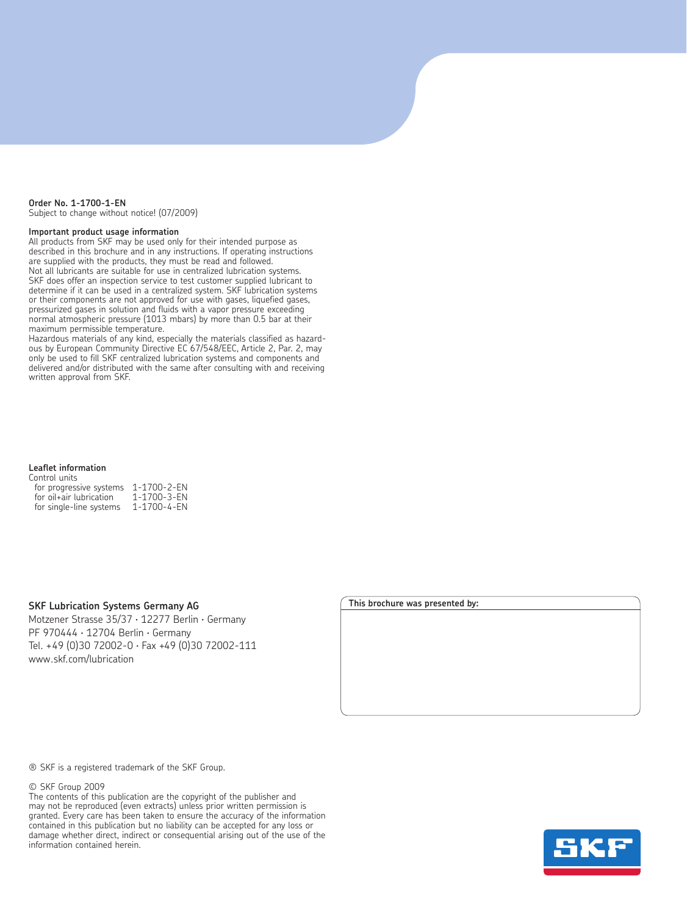**Order No. 1-1700-1-EN**
Subject to change without notice! (07/2009)

**Important product usage information**
All products from SKF may be used only for their intended purpose as described in this brochure and in any instructions. If operating instructions are supplied with the products, they must be read and followed.
Not all lubricants are suitable for use in centralized lubrication systems. SKF does offer an inspection service to test customer supplied lubricant to determine if it can be used in a centralized system. SKF lubrication systems or their components are not approved for use with gases, liquefied gases, pressurized gases in solution and fluids with a vapor pressure exceeding normal atmospheric pressure (1013 mbars) by more than 0.5 bar at their maximum permissible temperature.
Hazardous materials of any kind, especially the materials classified as hazardous by European Community Directive EC 67/548/EEC, Article 2, Par. 2, may only be used to fill SKF centralized lubrication systems and components and delivered and/or distributed with the same after consulting with and receiving written approval from SKF.

**Leaflet information**
Control units

| | |
|---|---|
| for progressive systems | 1-1700-2-EN |
| for oil+air lubrication | 1-1700-3-EN |
| for single-line systems | 1-1700-4-EN |

**SKF Lubrication Systems Germany AG**
Motzener Strasse 35/37 · 12277 Berlin · Germany
PF 970444 · 12704 Berlin · Germany
Tel. +49 (0)30 72002-0 · Fax +49 (0)30 72002-111
www.skf.com/lubrication

**This brochure was presented by:**

® SKF is a registered trademark of the SKF Group.

© SKF Group 2009
The contents of this publication are the copyright of the publisher and may not be reproduced (even extracts) unless prior written permission is granted. Every care has been taken to ensure the accuracy of the information contained in this publication but no liability can be accepted for any loss or damage whether direct, indirect or consequential arising out of the use of the information contained herein.

SKF